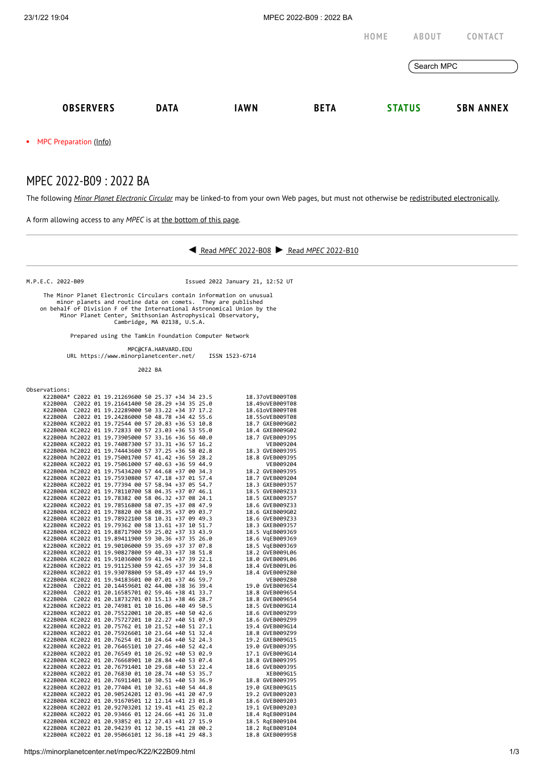HOME ABOUT CONTACT

OBSERVERS DATA IAWN BETA STATUS SBN ANNEX

- MPC Preparation (Info)

# MPEC 2022-B09 : 2022 BA

The following *Minor Planet Electronic Circular* may be linked-to from your own Web pages, but must not otherwise be redistributed electronically.

A form allowing access to any *MPEC* is at the bottom of this page.

◀ Read *MPEC* 2022-B08 ▶ Read *MPEC* 2022-B10

```
M.P.E.C. 2022-B09                              Issued 2022 January 21, 12:52 UT

     The Minor Planet Electronic Circulars contain information on unusual
         minor planets and routine data on comets.  They are published
    on behalf of Division F of the International Astronomical Union by the
          Minor Planet Center, Smithsonian Astrophysical Observatory,
                          Cambridge, MA 02138, U.S.A.

                 Prepared using the Tamkin Foundation Computer Network

                              MPC@CFA.HARVARD.EDU
           URL https://www.minorplanetcenter.net/     ISSN 1523-6714

                                    2022 BA

Observations:
     K22B00A* C2022 01 19.21269600 50 25.37 +34 34 23.5          18.37oVEB009T08
     K22B00A  C2022 01 19.21641400 50 28.29 +34 35 25.0          18.49oVEB009T08
     K22B00A  C2022 01 19.22289000 50 33.22 +34 37 17.2          18.61oVEB009T08
     K22B00A  C2022 01 19.24286000 50 48.78 +34 42 55.6          18.55oVEB009T08
     K22B00A KC2022 01 19.72544 00 57 20.83 +36 53 10.8          18.7 GXEB009G02
     K22B00A KC2022 01 19.72833 00 57 23.03 +36 53 55.0          18.4 GXEB009G02
     K22B00A hC2022 01 19.73905000 57 33.16 +36 56 40.0          18.7 GVEB009J95
     K22B00A KC2022 01 19.74087300 57 33.31 +36 57 16.2               VEB009204
     K22B00A hC2022 01 19.74443600 57 37.25 +36 58 02.8          18.3 GVEB009J95
     K22B00A hC2022 01 19.75001700 57 41.42 +36 59 28.2          18.8 GVEB009J95
     K22B00A KC2022 01 19.75061000 57 40.63 +36 59 44.9               VEB009204
     K22B00A hC2022 01 19.75434200 57 44.68 +37 00 34.3          18.2 GVEB009J95
     K22B00A KC2022 01 19.75930800 57 47.18 +37 01 57.4          18.7 GVEB009204
     K22B00A KC2022 01 19.77394 00 57 58.94 +37 05 54.7          18.3 GXEB009J57
     K22B00A KC2022 01 19.78110700 58 04.35 +37 07 46.1          18.5 GVEB009Z33
     K22B00A KC2022 01 19.78382 00 58 06.32 +37 08 24.1          18.5 GXEB009J57
     K22B00A KC2022 01 19.78516800 58 07.35 +37 08 47.9          18.6 GVEB009Z33
     K22B00A KC2022 01 19.78820 00 58 08.35 +37 09 03.7          18.6 GXEB009G02
     K22B00A KC2022 01 19.78922100 58 10.31 +37 09 49.3          18.6 GVEB009Z33
     K22B00A KC2022 01 19.79362 00 58 13.61 +37 10 51.7          18.3 GXEB009J57
     K22B00A KC2022 01 19.88717900 59 25.02 +37 33 43.9          18.5 VqEB009J69
     K22B00A KC2022 01 19.89411900 59 30.36 +37 35 26.0          18.6 VqEB009J69
     K22B00A KC2022 01 19.90106000 59 35.69 +37 37 07.8          18.5 VqEB009J69
     K22B00A KC2022 01 19.90827800 59 40.33 +37 38 51.8          18.2 GVEB009L06
     K22B00A KC2022 01 19.91036000 59 41.94 +37 39 22.1          18.0 GVEB009L06
     K22B00A KC2022 01 19.91125300 59 42.65 +37 39 34.8          18.4 GVEB009L06
     K22B00A KC2022 01 19.93078800 59 58.49 +37 44 19.9          18.4 GVEB009Z80
     K22B00A KC2022 01 19.94183601 00 07.01 +37 46 59.7               VEB009Z80
     K22B00A  C2022 01 20.14459601 02 44.00 +38 36 39.4          19.0 GVEB009654
     K22B00A  C2022 01 20.16585701 02 59.46 +38 41 33.7          18.8 GVEB009654
     K22B00A  C2022 01 20.18732701 03 15.13 +38 46 28.7          18.8 GVEB009654
     K22B00A KC2022 01 20.74981 01 10 16.06 +40 49 50.5          18.5 GVEB009G14
     K22B00A KC2022 01 20.75522001 10 20.85 +40 50 42.6          18.6 GVEB009Z99
     K22B00A KC2022 01 20.75727201 10 22.27 +40 51 07.9          18.6 GVEB009Z99
     K22B00A KC2022 01 20.75762 01 10 21.52 +40 51 27.1          19.4 GVEB009G14
     K22B00A KC2022 01 20.75926601 10 23.64 +40 51 32.4          18.8 GVEB009Z99
     K22B00A KC2022 01 20.76254 01 10 24.64 +40 52 24.3          19.2 GXEB009G15
     K22B00A KC2022 01 20.76465101 10 27.46 +40 52 42.4          19.0 GVEB009J95
     K22B00A KC2022 01 20.76549 01 10 26.92 +40 53 02.9          17.1 GVEB009G14
     K22B00A KC2022 01 20.76668901 10 28.84 +40 53 07.4          18.8 GVEB009J95
     K22B00A KC2022 01 20.76791401 10 29.68 +40 53 22.4          18.6 GVEB009J95
     K22B00A KC2022 01 20.76830 01 10 28.74 +40 53 35.7               XEB009G15
     K22B00A KC2022 01 20.76911401 10 30.51 +40 53 36.9          18.8 GVEB009J95
     K22B00A KC2022 01 20.77404 01 10 32.61 +40 54 44.8          19.0 GXEB009G15
     K22B00A KC2022 01 20.90524201 12 03.96 +41 20 47.9          19.2 GVEB009203
     K22B00A KC2022 01 20.91670501 12 12.14 +41 23 01.8          18.6 GVEB009203
     K22B00A KC2022 01 20.92703201 12 19.41 +41 25 02.2          19.1 GVEB009203
     K22B00A KC2022 01 20.93466 01 12 24.66 +41 26 31.0          18.4 RqEB009104
     K22B00A KC2022 01 20.93852 01 12 27.43 +41 27 15.9          18.5 RqEB009104
     K22B00A KC2022 01 20.94239 01 12 30.15 +41 28 00.2          18.2 RqEB009104
     K22B00A KC2022 01 20.95066101 12 36.18 +41 29 48.3          18.8 GXEB009958
```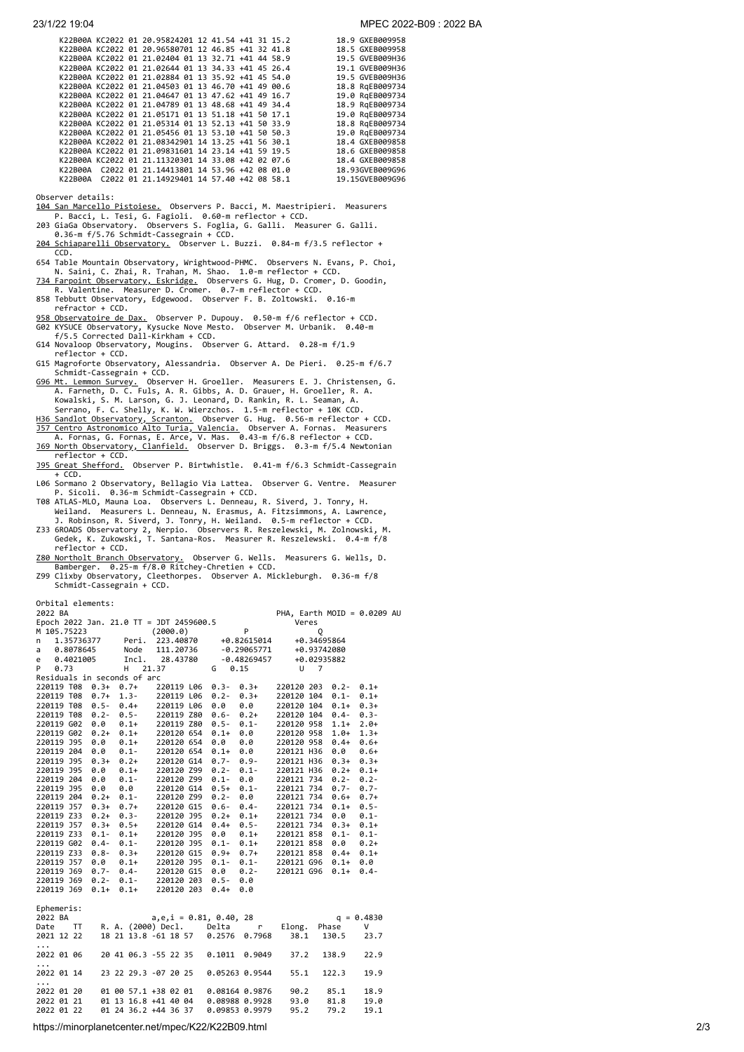```
     K22B00A KC2022 01 20.95824201 12 41.54 +41 31 15.2          18.9 GXEB009958
     K22B00A KC2022 01 20.96580701 12 46.85 +41 32 41.8          18.5 GXEB009958
     K22B00A KC2022 01 21.02404 01 13 32.71 +41 44 58.9          19.5 GVEB009H36
     K22B00A KC2022 01 21.02644 01 13 34.33 +41 45 26.4          19.1 GVEB009H36
     K22B00A KC2022 01 21.02884 01 13 35.92 +41 45 54.0          19.5 GVEB009H36
     K22B00A KC2022 01 21.04503 01 13 46.70 +41 49 00.6          18.8 RqEB009734
     K22B00A KC2022 01 21.04647 01 13 47.62 +41 49 16.7          19.0 RqEB009734
     K22B00A KC2022 01 21.04789 01 13 48.68 +41 49 34.4          18.9 RqEB009734
     K22B00A KC2022 01 21.05171 01 13 51.18 +41 50 17.1          19.0 RqEB009734
     K22B00A KC2022 01 21.05314 01 13 52.13 +41 50 33.9          18.8 RqEB009734
     K22B00A KC2022 01 21.05456 01 13 53.10 +41 50 50.3          19.0 RqEB009734
     K22B00A KC2022 01 21.08342901 14 13.25 +41 56 30.1          18.4 GXEB009858
     K22B00A KC2022 01 21.09831601 14 23.14 +41 59 19.5          18.6 GXEB009858
     K22B00A KC2022 01 21.11320301 14 33.08 +42 02 07.6          18.4 GXEB009858
     K22B00A  C2022 01 21.14413801 14 53.96 +42 08 01.0          18.93GVEB009G96
     K22B00A  C2022 01 21.14929401 14 57.40 +42 08 58.1          19.15GVEB009G96
```

Observer details:

- 104 San Marcello Pistoiese. Observers P. Bacci, M. Maestripieri. Measurers P. Bacci, L. Tesi, G. Fagioli. 0.60-m reflector + CCD.
- 203 GiaGa Observatory. Observers S. Foglia, G. Galli. Measurer G. Galli. 0.36-m f/5.76 Schmidt-Cassegrain + CCD.
- 204 Schiaparelli Observatory. Observer L. Buzzi. 0.84-m f/3.5 reflector + CCD.
- 654 Table Mountain Observatory, Wrightwood-PHMC. Observers N. Evans, P. Choi, N. Saini, C. Zhai, R. Trahan, M. Shao. 1.0-m reflector + CCD.
- 734 Farpoint Observatory, Eskridge. Observers G. Hug, D. Cromer, D. Goodin, R. Valentine. Measurer D. Cromer. 0.7-m reflector + CCD.
- 858 Tebbutt Observatory, Edgewood. Observer F. B. Zoltowski. 0.16-m refractor + CCD.
- 958 Observatoire de Dax. Observer P. Dupouy. 0.50-m f/6 reflector + CCD.
- G02 KYSUCE Observatory, Kysucke Nove Mesto. Observer M. Urbanik. 0.40-m f/5.5 Corrected Dall-Kirkham + CCD.
- G14 Novaloop Observatory, Mougins. Observer G. Attard. 0.28-m f/1.9 reflector + CCD.
- G15 Magroforte Observatory, Alessandria. Observer A. De Pieri. 0.25-m f/6.7 Schmidt-Cassegrain + CCD.
- G96 Mt. Lemmon Survey. Observer H. Groeller. Measurers E. J. Christensen, G. A. Farneth, D. C. Fuls, A. R. Gibbs, A. D. Grauer, H. Groeller, R. A. Kowalski, S. M. Larson, G. J. Leonard, D. Rankin, R. L. Seaman, A. Serrano, F. C. Shelly, K. W. Wierzchos. 1.5-m reflector + 10K CCD.
- H36 Sandlot Observatory, Scranton. Observer G. Hug. 0.56-m reflector + CCD.
- J57 Centro Astronomico Alto Turia, Valencia. Observer A. Fornas. Measurers A. Fornas, G. Fornas, E. Arce, V. Mas. 0.43-m f/6.8 reflector + CCD.
- J69 North Observatory, Clanfield. Observer D. Briggs. 0.3-m f/5.4 Newtonian reflector + CCD.
- J95 Great Shefford. Observer P. Birtwhistle. 0.41-m f/6.3 Schmidt-Cassegrain + CCD.
- L06 Sormano 2 Observatory, Bellagio Via Lattea. Observer G. Ventre. Measurer P. Sicoli. 0.36-m Schmidt-Cassegrain + CCD.
- T08 ATLAS-MLO, Mauna Loa. Observers L. Denneau, R. Siverd, J. Tonry, H. Weiland. Measurers L. Denneau, N. Erasmus, A. Fitzsimmons, A. Lawrence, J. Robinson, R. Siverd, J. Tonry, H. Weiland. 0.5-m reflector + CCD.
- Z33 6ROADS Observatory 2, Nerpio. Observers R. Reszelewski, M. Zolnowski, M. Gedek, K. Zukowski, T. Santana-Ros. Measurer R. Reszelewski. 0.4-m f/8 reflector + CCD.
- Z80 Northolt Branch Observatory. Observer G. Wells. Measurers G. Wells, D. Bamberger. 0.25-m f/8.0 Ritchey-Chretien + CCD.
- Z99 Clixby Observatory, Cleethorpes. Observer A. Mickleburgh. 0.36-m f/8 Schmidt-Cassegrain + CCD.

Orbital elements:

```
2022 BA                                                 PHA, Earth MOID = 0.0209 AU
Epoch 2022 Jan. 21.0 TT = JDT 2459600.5                 Veres
M 105.75223              (2000.0)            P               Q
n   1.35736377     Peri.  223.40870     +0.82615014     +0.34695864
a   0.8078645      Node   111.20736     -0.29065771     +0.93742080
e   0.4021005      Incl.   28.43780     -0.48269457     +0.02935882
P   0.73           H  21.37           G   0.15           U   7
Residuals in seconds of arc
220119 T08  0.3+  0.7+    220119 L06  0.3-  0.3+    220120 203  0.2-  0.1+
220119 T08  0.7+  1.3-    220119 L06  0.2-  0.3+    220120 104  0.1-  0.1+
220119 T08  0.5-  0.4+    220119 L06  0.0   0.0     220120 104  0.1+  0.3+
220119 T08  0.2-  0.5-    220119 Z80  0.6-  0.2+    220120 104  0.4-  0.3-
220119 G02  0.0   0.1+    220119 Z80  0.5-  0.1-    220120 958  1.1+  2.0+
220119 G02  0.2+  0.1+    220120 654  0.1+  0.0     220120 958  1.0+  1.3+
220119 J95  0.0   0.1+    220120 654  0.0   0.0     220120 958  0.4+  0.6+
220119 204  0.0   0.1-    220120 654  0.1+  0.0     220121 H36  0.0   0.6+
220119 J95  0.3+  0.2+    220120 G14  0.7-  0.9-    220121 H36  0.3+  0.3+
220119 J95  0.0   0.1+    220120 Z99  0.2-  0.1-    220121 H36  0.2+  0.1+
220119 204  0.0   0.1-    220120 Z99  0.1-  0.0     220121 734  0.2-  0.2-
220119 J95  0.0   0.0     220120 G14  0.5+  0.1-    220121 734  0.7-  0.7-
220119 204  0.2+  0.1-    220120 Z99  0.2-  0.0     220121 734  0.6+  0.7+
220119 J57  0.3+  0.7+    220120 G15  0.6-  0.4-    220121 734  0.1+  0.5-
220119 Z33  0.2+  0.3-    220120 J95  0.2+  0.1+    220121 734  0.0   0.1-
220119 J57  0.3+  0.5+    220120 G14  0.4+  0.5-    220121 734  0.3+  0.1+
220119 Z33  0.1-  0.1+    220120 J95  0.0   0.1+    220121 858  0.1-  0.1-
220119 G02  0.4-  0.1-    220120 J95  0.1-  0.1+    220121 858  0.0   0.2+
220119 Z33  0.8-  0.3+    220120 G15  0.9+  0.7+    220121 858  0.4+  0.1+
220119 J57  0.0   0.1+    220120 J95  0.1-  0.1-    220121 G96  0.1+  0.0
220119 J69  0.7-  0.4-    220120 G15  0.0   0.2-    220121 G96  0.1+  0.4-
220119 J69  0.2-  0.1-    220120 203  0.5-  0.0
220119 J69  0.1+  0.1+    220120 203  0.4+  0.0
```

Ephemeris:

```
2022 BA                 a,e,i = 0.81, 0.40, 28                 q = 0.4830
Date    TT    R. A. (2000) Decl.     Delta      r     Elong.  Phase     V
2021 12 22    18 21 13.8 -61 18 57   0.2576  0.7968    38.1   130.5   23.7
...
2022 01 06    20 41 06.3 -55 22 35   0.1011  0.9049    37.2   138.9   22.9
...
2022 01 14    23 22 29.3 -07 20 25   0.05263 0.9544    55.1   122.3   19.9
...
2022 01 20    01 00 57.1 +38 02 01   0.08164 0.9876    90.2    85.1   18.9
2022 01 21    01 13 16.8 +41 40 04   0.08988 0.9928    93.0    81.8   19.0
2022 01 22    01 24 36.2 +44 36 37   0.09853 0.9979    95.2    79.2   19.1
```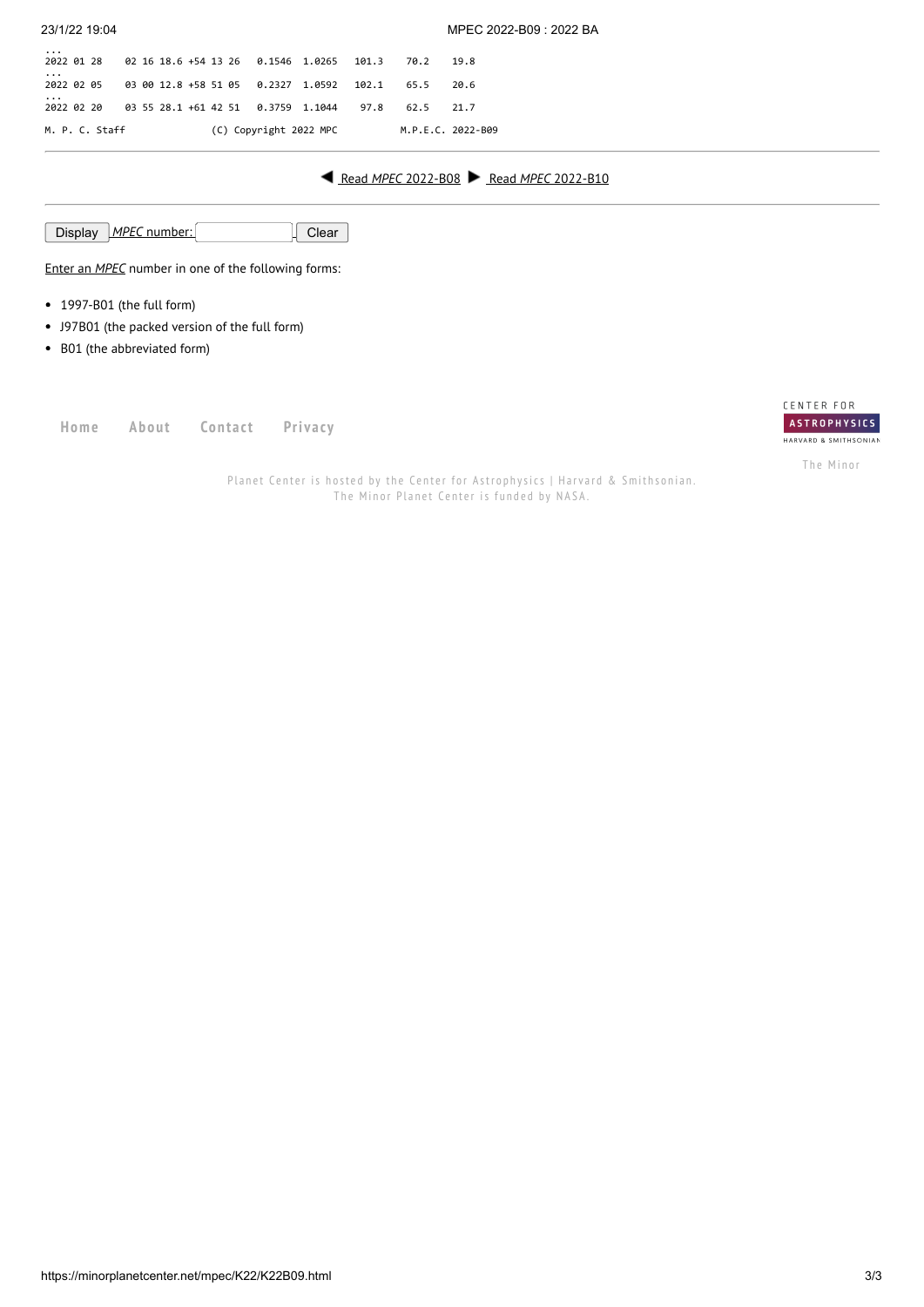```
...
2022 01 28   02 16 18.6 +54 13 26   0.1546  1.0265   101.3    70.2    19.8
...
2022 02 05   03 00 12.8 +58 51 05   0.2327  1.0592   102.1    65.5    20.6
...
2022 02 20   03 55 28.1 +61 42 51   0.3759  1.1044    97.8    62.5    21.7

M. P. C. Staff             (C) Copyright 2022 MPC          M.P.E.C. 2022-B09
```

---

◀ Read *MPEC* 2022-B08 ▶ Read *MPEC* 2022-B10

---

Display *MPEC* number: Clear

Enter an *MPEC* number in one of the following forms:

- 1997-B01 (the full form)
- J97B01 (the packed version of the full form)
- B01 (the abbreviated form)

Home About Contact Privacy

CENTER FOR ASTROPHYSICS HARVARD & SMITHSONIAN

The Minor Planet Center is hosted by the Center for Astrophysics | Harvard & Smithsonian.
The Minor Planet Center is funded by NASA.